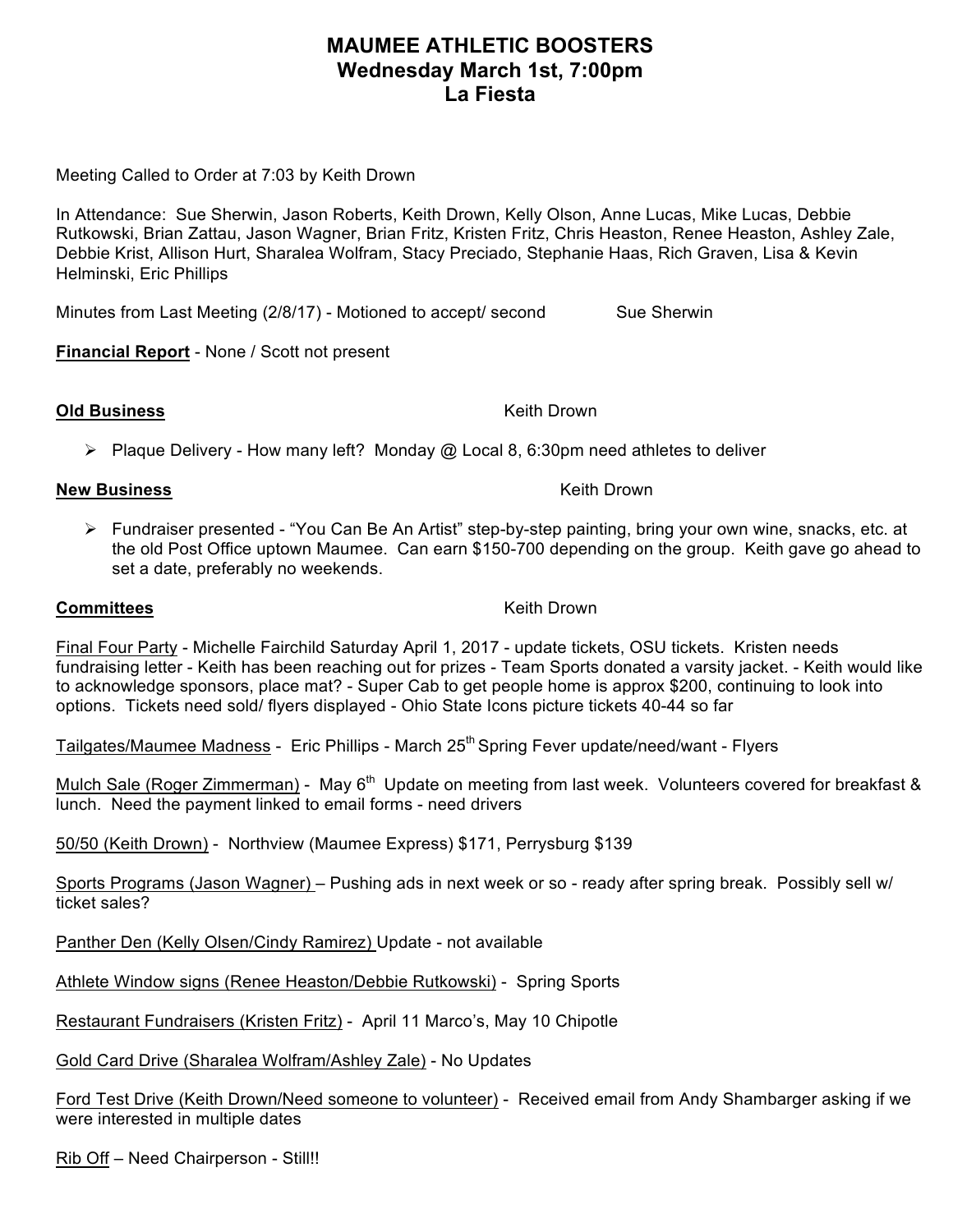# MAUMEE ATHLETIC BOOSTERS
## Wednesday March 1st, 7:00pm
## La Fiesta

Meeting Called to Order at 7:03 by Keith Drown

In Attendance: Sue Sherwin, Jason Roberts, Keith Drown, Kelly Olson, Anne Lucas, Mike Lucas, Debbie Rutkowski, Brian Zattau, Jason Wagner, Brian Fritz, Kristen Fritz, Chris Heaston, Renee Heaston, Ashley Zale, Debbie Krist, Allison Hurt, Sharalea Wolfram, Stacy Preciado, Stephanie Haas, Rich Graven, Lisa & Kevin Helminski, Eric Phillips

Minutes from Last Meeting (2/8/17) - Motioned to accept/ second Sue Sherwin

**Financial Report** - None / Scott not present

**Old Business** Keith Drown

- Plaque Delivery - How many left? Monday @ Local 8, 6:30pm need athletes to deliver

**New Business** Keith Drown

- Fundraiser presented - "You Can Be An Artist" step-by-step painting, bring your own wine, snacks, etc. at the old Post Office uptown Maumee. Can earn $150-700 depending on the group. Keith gave go ahead to set a date, preferably no weekends.

**Committees** Keith Drown

Final Four Party - Michelle Fairchild Saturday April 1, 2017 - update tickets, OSU tickets. Kristen needs fundraising letter - Keith has been reaching out for prizes - Team Sports donated a varsity jacket. - Keith would like to acknowledge sponsors, place mat? - Super Cab to get people home is approx $200, continuing to look into options. Tickets need sold/ flyers displayed - Ohio State Icons picture tickets 40-44 so far

Tailgates/Maumee Madness - Eric Phillips - March 25th Spring Fever update/need/want - Flyers

Mulch Sale (Roger Zimmerman) - May 6th Update on meeting from last week. Volunteers covered for breakfast & lunch. Need the payment linked to email forms - need drivers

50/50 (Keith Drown) - Northview (Maumee Express) $171, Perrysburg $139

Sports Programs (Jason Wagner) – Pushing ads in next week or so - ready after spring break. Possibly sell w/ ticket sales?

Panther Den (Kelly Olsen/Cindy Ramirez) Update - not available

Athlete Window signs (Renee Heaston/Debbie Rutkowski) - Spring Sports

Restaurant Fundraisers (Kristen Fritz) - April 11 Marco's, May 10 Chipotle

Gold Card Drive (Sharalea Wolfram/Ashley Zale) - No Updates

Ford Test Drive (Keith Drown/Need someone to volunteer) - Received email from Andy Shambarger asking if we were interested in multiple dates

Rib Off – Need Chairperson - Still!!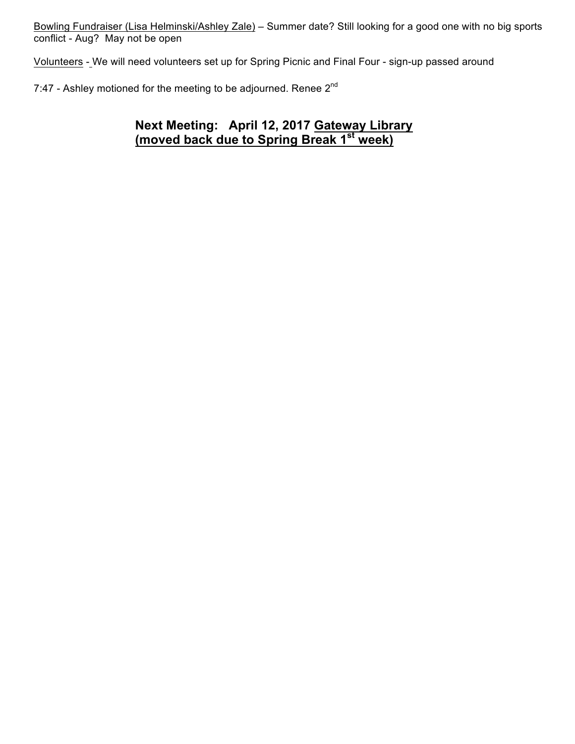Bowling Fundraiser (Lisa Helminski/Ashley Zale) – Summer date? Still looking for a good one with no big sports conflict - Aug? May not be open

Volunteers - We will need volunteers set up for Spring Picnic and Final Four - sign-up passed around

7:47 - Ashley motioned for the meeting to be adjourned. Renee 2nd

**Next Meeting: April 12, 2017 Gateway Library (moved back due to Spring Break 1st week)**